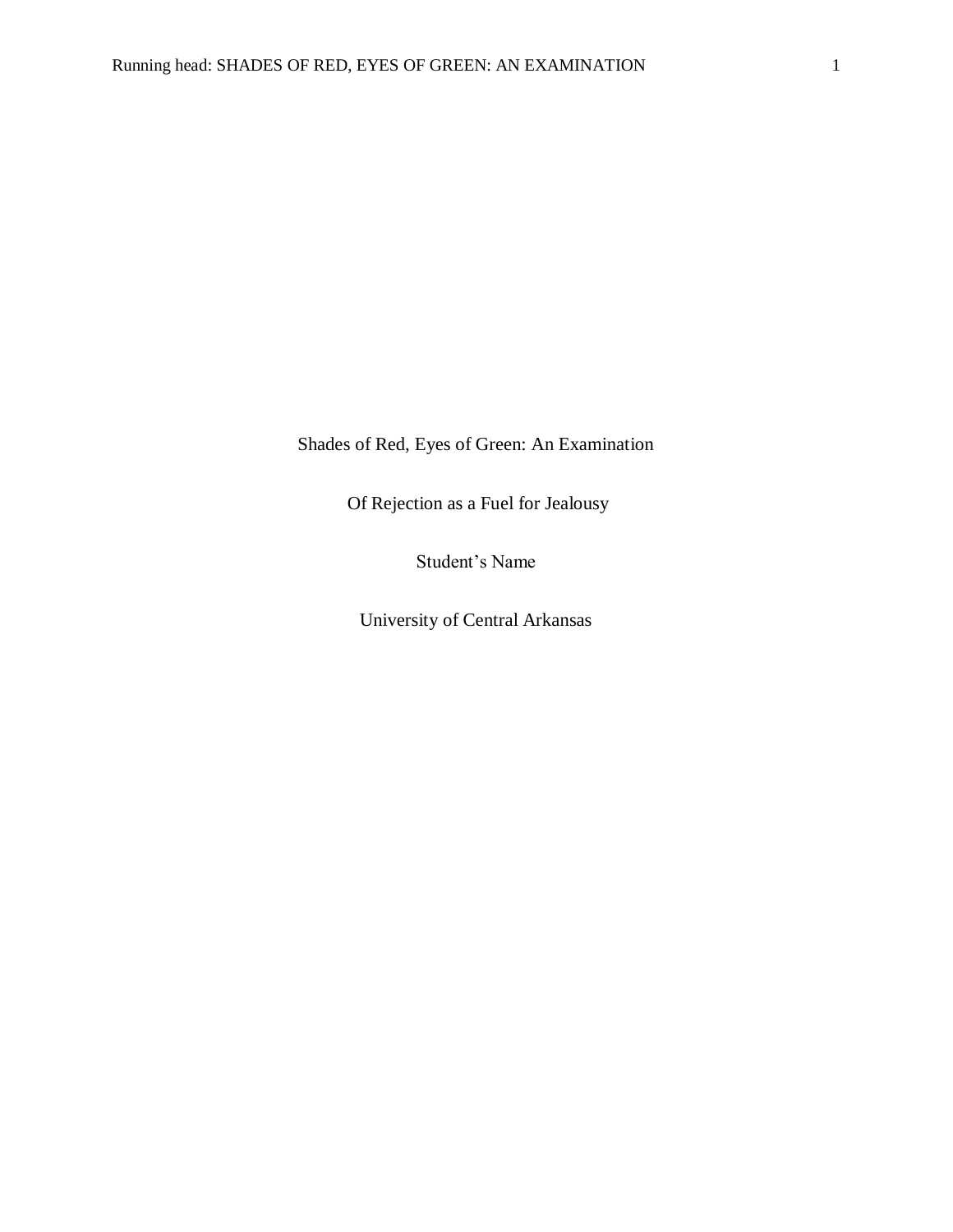Shades of Red, Eyes of Green: An Examination

Of Rejection as a Fuel for Jealousy

Student's Name

University of Central Arkansas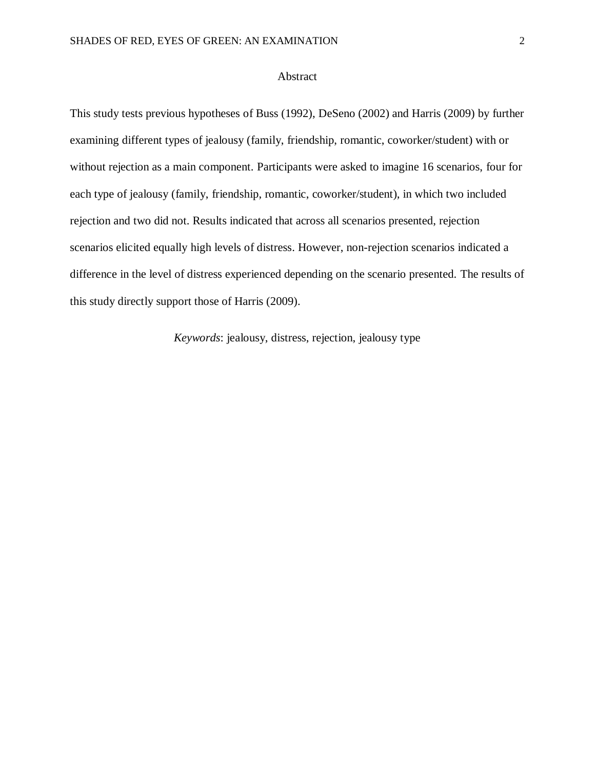# Abstract

This study tests previous hypotheses of Buss (1992), DeSeno (2002) and Harris (2009) by further examining different types of jealousy (family, friendship, romantic, coworker/student) with or without rejection as a main component. Participants were asked to imagine 16 scenarios, four for each type of jealousy (family, friendship, romantic, coworker/student), in which two included rejection and two did not. Results indicated that across all scenarios presented, rejection scenarios elicited equally high levels of distress. However, non-rejection scenarios indicated a difference in the level of distress experienced depending on the scenario presented. The results of this study directly support those of Harris (2009).

*Keywords*: jealousy, distress, rejection, jealousy type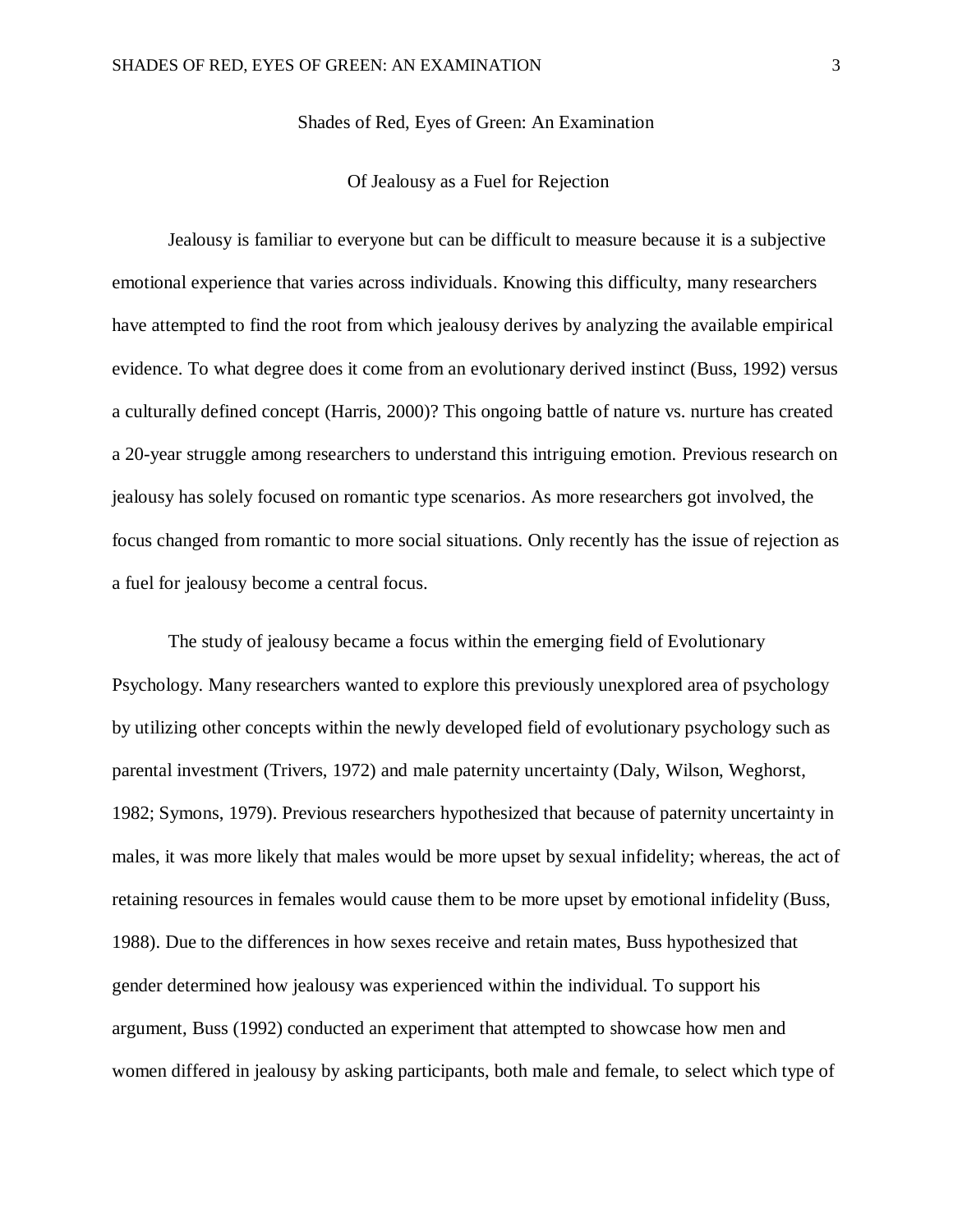# Shades of Red, Eyes of Green: An Examination

## Of Jealousy as a Fuel for Rejection

Jealousy is familiar to everyone but can be difficult to measure because it is a subjective emotional experience that varies across individuals. Knowing this difficulty, many researchers have attempted to find the root from which jealousy derives by analyzing the available empirical evidence. To what degree does it come from an evolutionary derived instinct (Buss, 1992) versus a culturally defined concept (Harris, 2000)? This ongoing battle of nature vs. nurture has created a 20-year struggle among researchers to understand this intriguing emotion. Previous research on jealousy has solely focused on romantic type scenarios. As more researchers got involved, the focus changed from romantic to more social situations. Only recently has the issue of rejection as a fuel for jealousy become a central focus.

The study of jealousy became a focus within the emerging field of Evolutionary Psychology. Many researchers wanted to explore this previously unexplored area of psychology by utilizing other concepts within the newly developed field of evolutionary psychology such as parental investment (Trivers, 1972) and male paternity uncertainty (Daly, Wilson, Weghorst, 1982; Symons, 1979). Previous researchers hypothesized that because of paternity uncertainty in males, it was more likely that males would be more upset by sexual infidelity; whereas, the act of retaining resources in females would cause them to be more upset by emotional infidelity (Buss, 1988). Due to the differences in how sexes receive and retain mates, Buss hypothesized that gender determined how jealousy was experienced within the individual. To support his argument, Buss (1992) conducted an experiment that attempted to showcase how men and women differed in jealousy by asking participants, both male and female, to select which type of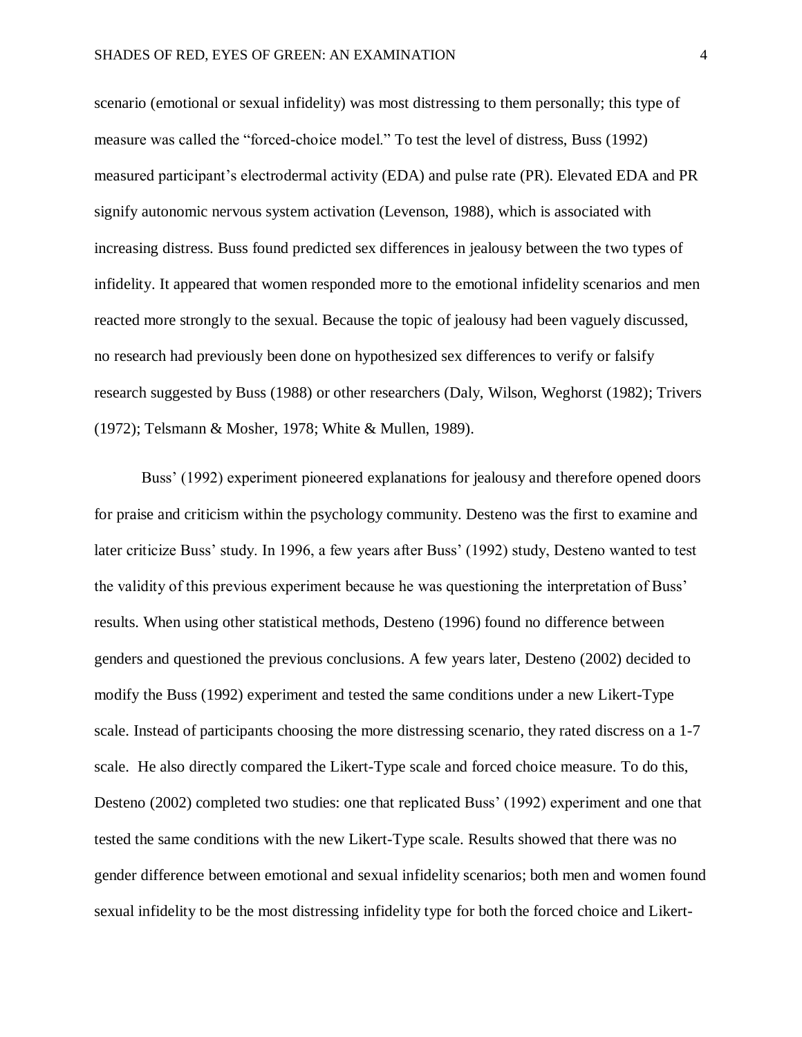scenario (emotional or sexual infidelity) was most distressing to them personally; this type of measure was called the "forced-choice model." To test the level of distress, Buss (1992) measured participant's electrodermal activity (EDA) and pulse rate (PR). Elevated EDA and PR signify autonomic nervous system activation (Levenson, 1988), which is associated with increasing distress. Buss found predicted sex differences in jealousy between the two types of infidelity. It appeared that women responded more to the emotional infidelity scenarios and men reacted more strongly to the sexual. Because the topic of jealousy had been vaguely discussed, no research had previously been done on hypothesized sex differences to verify or falsify research suggested by Buss (1988) or other researchers (Daly, Wilson, Weghorst (1982); Trivers (1972); Telsmann & Mosher, 1978; White & Mullen, 1989).

Buss' (1992) experiment pioneered explanations for jealousy and therefore opened doors for praise and criticism within the psychology community. Desteno was the first to examine and later criticize Buss' study. In 1996, a few years after Buss' (1992) study, Desteno wanted to test the validity of this previous experiment because he was questioning the interpretation of Buss' results. When using other statistical methods, Desteno (1996) found no difference between genders and questioned the previous conclusions. A few years later, Desteno (2002) decided to modify the Buss (1992) experiment and tested the same conditions under a new Likert-Type scale. Instead of participants choosing the more distressing scenario, they rated discress on a 1-7 scale. He also directly compared the Likert-Type scale and forced choice measure. To do this, Desteno (2002) completed two studies: one that replicated Buss' (1992) experiment and one that tested the same conditions with the new Likert-Type scale. Results showed that there was no gender difference between emotional and sexual infidelity scenarios; both men and women found sexual infidelity to be the most distressing infidelity type for both the forced choice and Likert-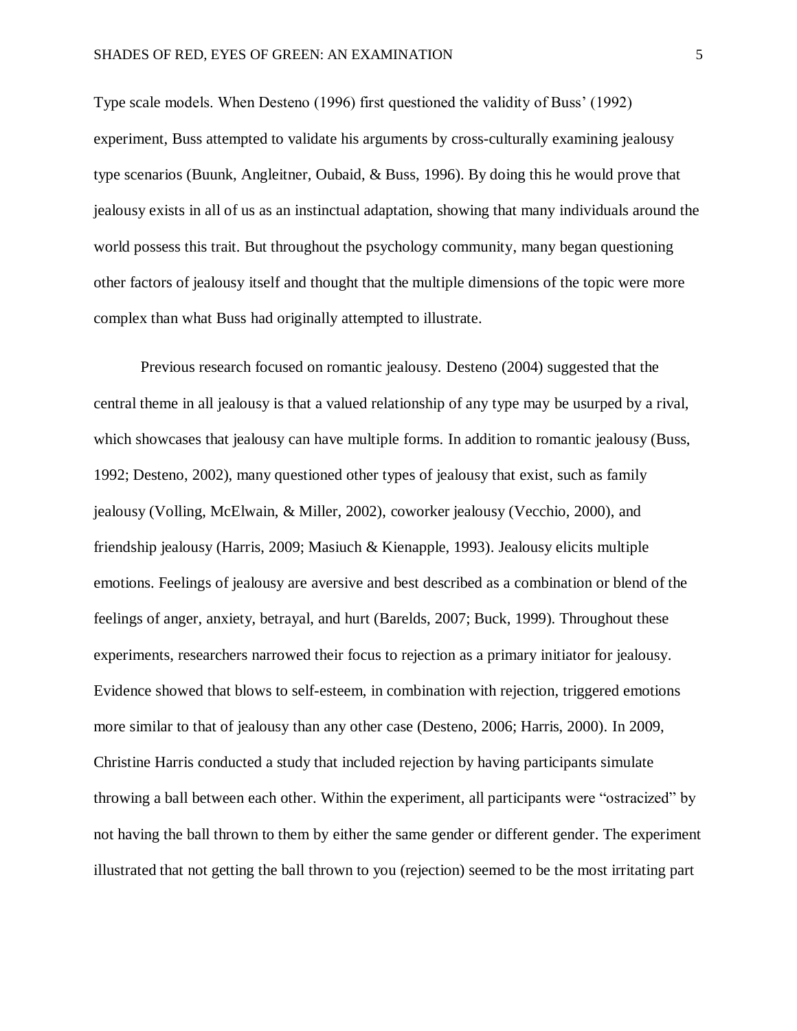Type scale models. When Desteno (1996) first questioned the validity of Buss' (1992) experiment, Buss attempted to validate his arguments by cross-culturally examining jealousy type scenarios (Buunk, Angleitner, Oubaid, & Buss, 1996). By doing this he would prove that jealousy exists in all of us as an instinctual adaptation, showing that many individuals around the world possess this trait. But throughout the psychology community, many began questioning other factors of jealousy itself and thought that the multiple dimensions of the topic were more complex than what Buss had originally attempted to illustrate.

Previous research focused on romantic jealousy. Desteno (2004) suggested that the central theme in all jealousy is that a valued relationship of any type may be usurped by a rival, which showcases that jealousy can have multiple forms. In addition to romantic jealousy (Buss, 1992; Desteno, 2002), many questioned other types of jealousy that exist, such as family jealousy (Volling, McElwain, & Miller, 2002), coworker jealousy (Vecchio, 2000), and friendship jealousy (Harris, 2009; Masiuch & Kienapple, 1993). Jealousy elicits multiple emotions. Feelings of jealousy are aversive and best described as a combination or blend of the feelings of anger, anxiety, betrayal, and hurt (Barelds, 2007; Buck, 1999). Throughout these experiments, researchers narrowed their focus to rejection as a primary initiator for jealousy. Evidence showed that blows to self-esteem, in combination with rejection, triggered emotions more similar to that of jealousy than any other case (Desteno, 2006; Harris, 2000). In 2009, Christine Harris conducted a study that included rejection by having participants simulate throwing a ball between each other. Within the experiment, all participants were "ostracized" by not having the ball thrown to them by either the same gender or different gender. The experiment illustrated that not getting the ball thrown to you (rejection) seemed to be the most irritating part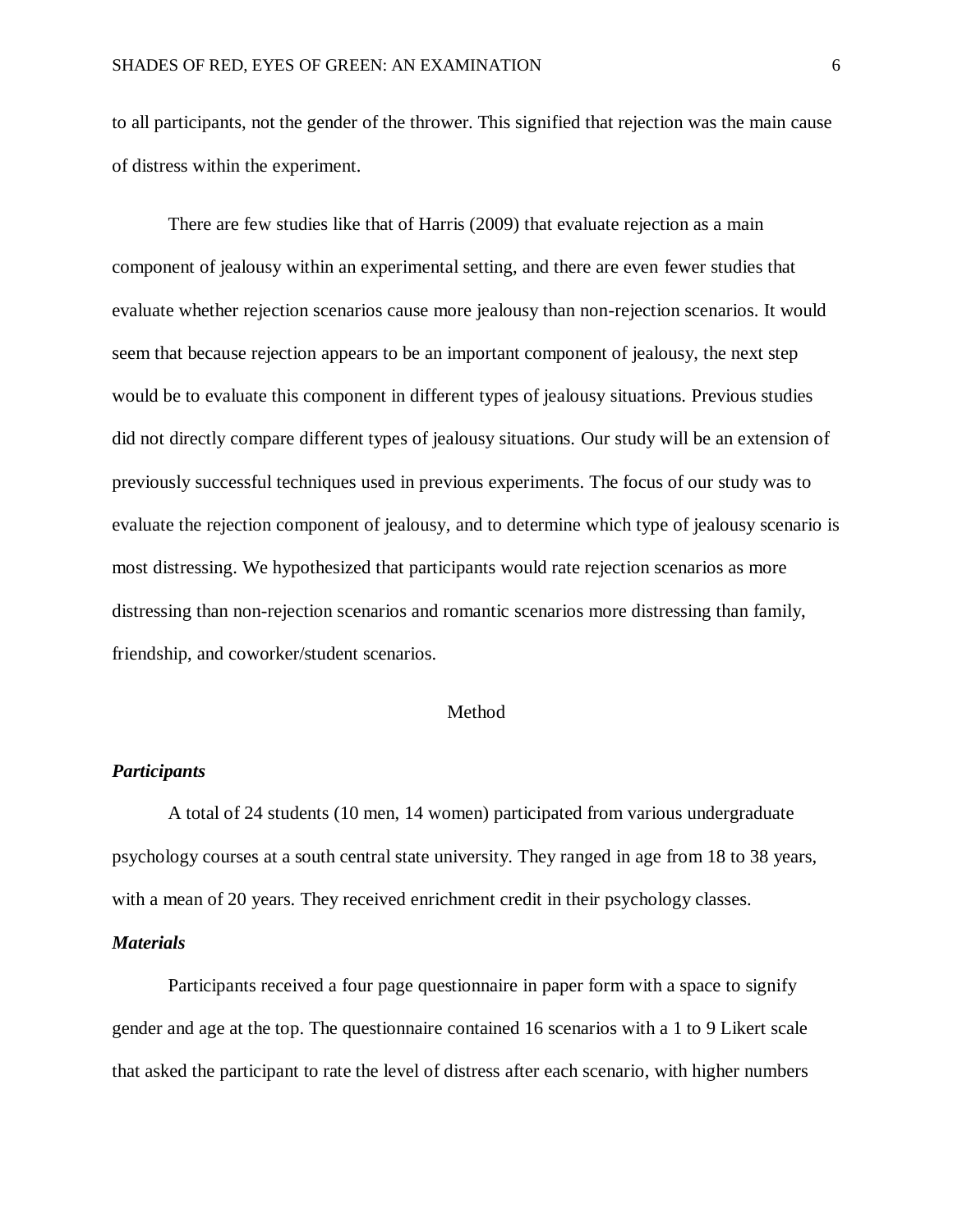to all participants, not the gender of the thrower. This signified that rejection was the main cause of distress within the experiment.

There are few studies like that of Harris (2009) that evaluate rejection as a main component of jealousy within an experimental setting, and there are even fewer studies that evaluate whether rejection scenarios cause more jealousy than non-rejection scenarios. It would seem that because rejection appears to be an important component of jealousy, the next step would be to evaluate this component in different types of jealousy situations. Previous studies did not directly compare different types of jealousy situations. Our study will be an extension of previously successful techniques used in previous experiments. The focus of our study was to evaluate the rejection component of jealousy, and to determine which type of jealousy scenario is most distressing. We hypothesized that participants would rate rejection scenarios as more distressing than non-rejection scenarios and romantic scenarios more distressing than family, friendship, and coworker/student scenarios.

# Method

## *Participants*

A total of 24 students (10 men, 14 women) participated from various undergraduate psychology courses at a south central state university. They ranged in age from 18 to 38 years, with a mean of 20 years. They received enrichment credit in their psychology classes.

## *Materials*

Participants received a four page questionnaire in paper form with a space to signify gender and age at the top. The questionnaire contained 16 scenarios with a 1 to 9 Likert scale that asked the participant to rate the level of distress after each scenario, with higher numbers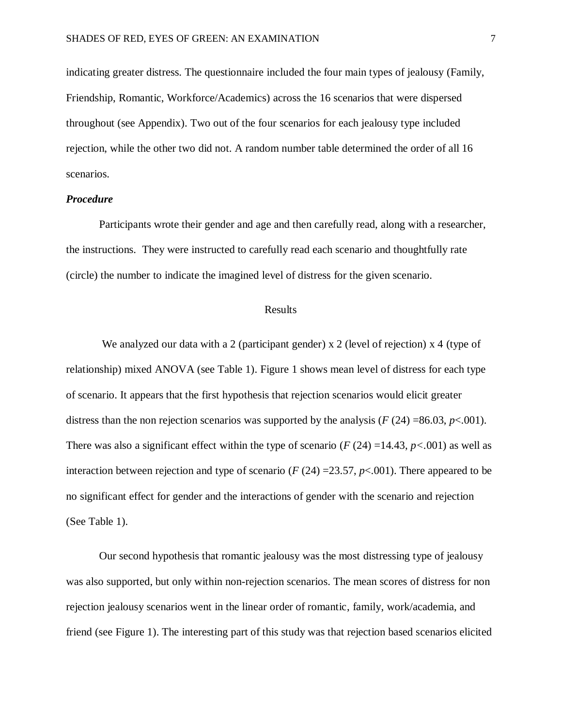indicating greater distress. The questionnaire included the four main types of jealousy (Family, Friendship, Romantic, Workforce/Academics) across the 16 scenarios that were dispersed throughout (see Appendix). Two out of the four scenarios for each jealousy type included rejection, while the other two did not. A random number table determined the order of all 16 scenarios.

### *Procedure*

Participants wrote their gender and age and then carefully read, along with a researcher, the instructions. They were instructed to carefully read each scenario and thoughtfully rate (circle) the number to indicate the imagined level of distress for the given scenario.

## Results

We analyzed our data with a 2 (participant gender) x 2 (level of rejection) x 4 (type of relationship) mixed ANOVA (see Table 1). Figure 1 shows mean level of distress for each type of scenario. It appears that the first hypothesis that rejection scenarios would elicit greater distress than the non rejection scenarios was supported by the analysis ($F$ (24) =86.03, $p$<.001). There was also a significant effect within the type of scenario ($F$ (24) =14.43, $p$<.001) as well as interaction between rejection and type of scenario ($F$ (24) =23.57, $p$<.001). There appeared to be no significant effect for gender and the interactions of gender with the scenario and rejection (See Table 1).

Our second hypothesis that romantic jealousy was the most distressing type of jealousy was also supported, but only within non-rejection scenarios. The mean scores of distress for non rejection jealousy scenarios went in the linear order of romantic, family, work/academia, and friend (see Figure 1). The interesting part of this study was that rejection based scenarios elicited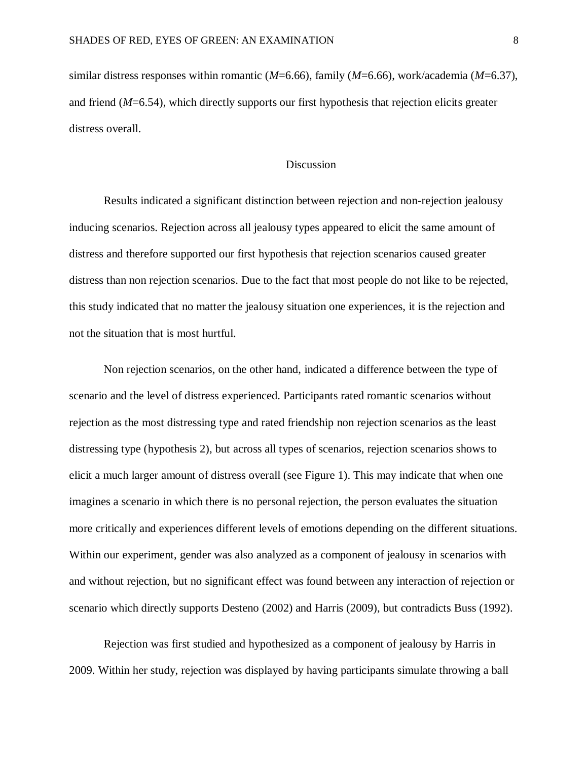similar distress responses within romantic (*M*=6.66), family (*M*=6.66), work/academia (*M*=6.37), and friend (*M*=6.54), which directly supports our first hypothesis that rejection elicits greater distress overall.

## Discussion

Results indicated a significant distinction between rejection and non-rejection jealousy inducing scenarios. Rejection across all jealousy types appeared to elicit the same amount of distress and therefore supported our first hypothesis that rejection scenarios caused greater distress than non rejection scenarios. Due to the fact that most people do not like to be rejected, this study indicated that no matter the jealousy situation one experiences, it is the rejection and not the situation that is most hurtful.

Non rejection scenarios, on the other hand, indicated a difference between the type of scenario and the level of distress experienced. Participants rated romantic scenarios without rejection as the most distressing type and rated friendship non rejection scenarios as the least distressing type (hypothesis 2), but across all types of scenarios, rejection scenarios shows to elicit a much larger amount of distress overall (see Figure 1). This may indicate that when one imagines a scenario in which there is no personal rejection, the person evaluates the situation more critically and experiences different levels of emotions depending on the different situations. Within our experiment, gender was also analyzed as a component of jealousy in scenarios with and without rejection, but no significant effect was found between any interaction of rejection or scenario which directly supports Desteno (2002) and Harris (2009), but contradicts Buss (1992).

Rejection was first studied and hypothesized as a component of jealousy by Harris in 2009. Within her study, rejection was displayed by having participants simulate throwing a ball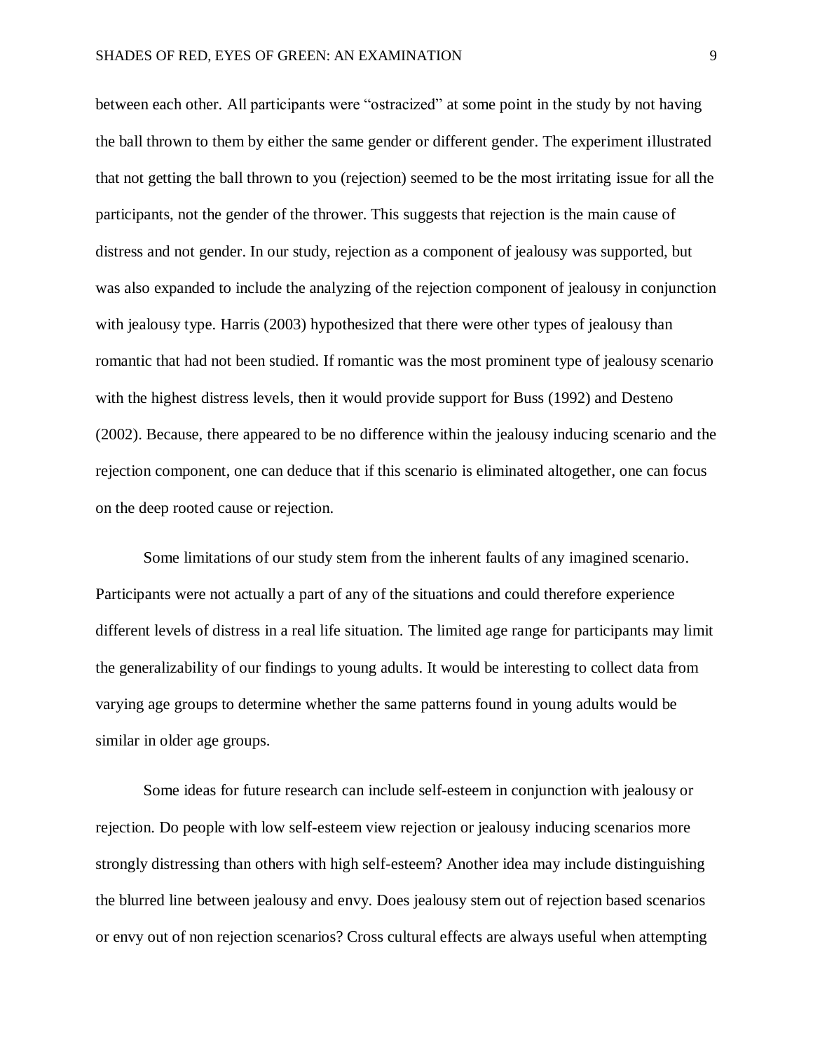between each other. All participants were “ostracized” at some point in the study by not having the ball thrown to them by either the same gender or different gender. The experiment illustrated that not getting the ball thrown to you (rejection) seemed to be the most irritating issue for all the participants, not the gender of the thrower. This suggests that rejection is the main cause of distress and not gender. In our study, rejection as a component of jealousy was supported, but was also expanded to include the analyzing of the rejection component of jealousy in conjunction with jealousy type. Harris (2003) hypothesized that there were other types of jealousy than romantic that had not been studied. If romantic was the most prominent type of jealousy scenario with the highest distress levels, then it would provide support for Buss (1992) and Desteno (2002). Because, there appeared to be no difference within the jealousy inducing scenario and the rejection component, one can deduce that if this scenario is eliminated altogether, one can focus on the deep rooted cause or rejection.

Some limitations of our study stem from the inherent faults of any imagined scenario. Participants were not actually a part of any of the situations and could therefore experience different levels of distress in a real life situation. The limited age range for participants may limit the generalizability of our findings to young adults. It would be interesting to collect data from varying age groups to determine whether the same patterns found in young adults would be similar in older age groups.

Some ideas for future research can include self-esteem in conjunction with jealousy or rejection. Do people with low self-esteem view rejection or jealousy inducing scenarios more strongly distressing than others with high self-esteem? Another idea may include distinguishing the blurred line between jealousy and envy. Does jealousy stem out of rejection based scenarios or envy out of non rejection scenarios? Cross cultural effects are always useful when attempting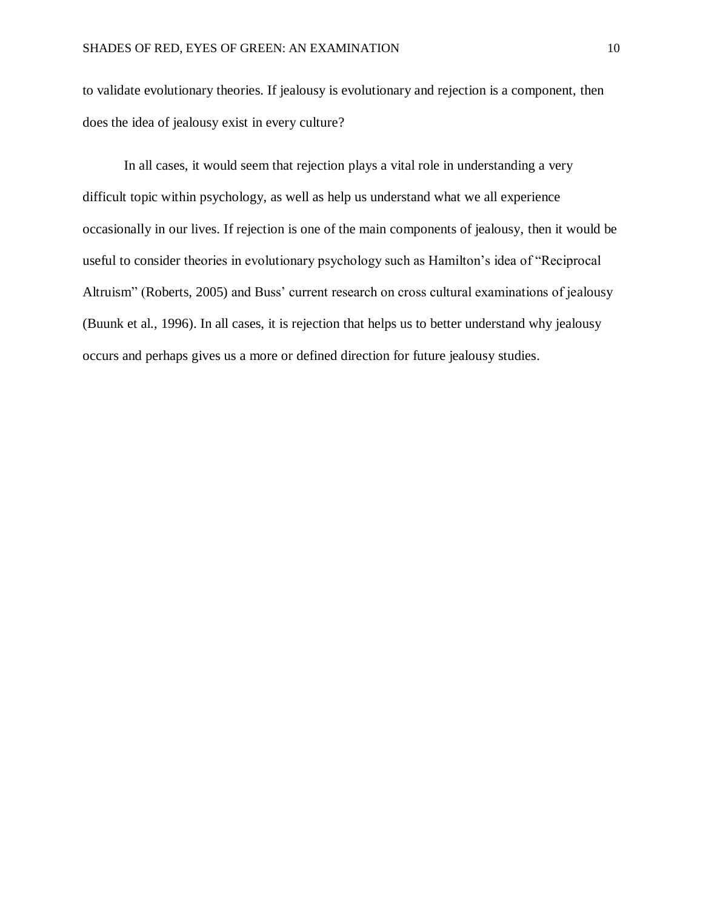to validate evolutionary theories. If jealousy is evolutionary and rejection is a component, then does the idea of jealousy exist in every culture?

In all cases, it would seem that rejection plays a vital role in understanding a very difficult topic within psychology, as well as help us understand what we all experience occasionally in our lives. If rejection is one of the main components of jealousy, then it would be useful to consider theories in evolutionary psychology such as Hamilton's idea of "Reciprocal Altruism" (Roberts, 2005) and Buss' current research on cross cultural examinations of jealousy (Buunk et al., 1996). In all cases, it is rejection that helps us to better understand why jealousy occurs and perhaps gives us a more or defined direction for future jealousy studies.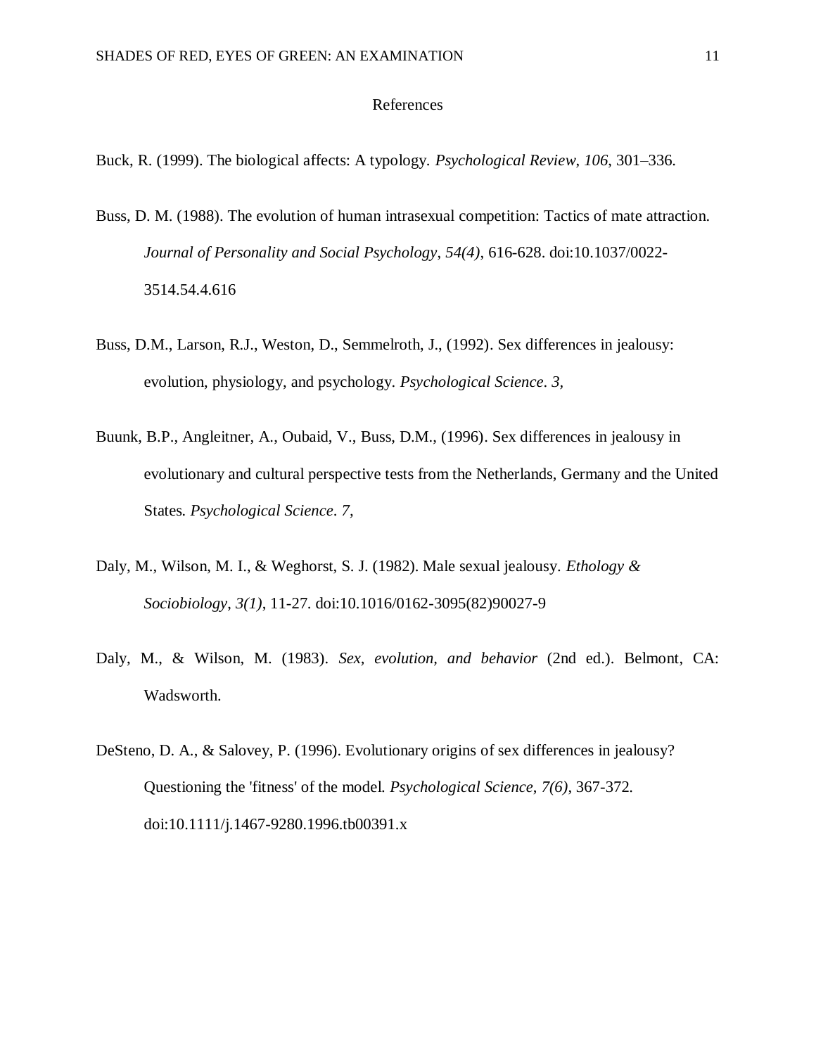# References

Buck, R. (1999). The biological affects: A typology. *Psychological Review*, *106*, 301–336.

Buss, D. M. (1988). The evolution of human intrasexual competition: Tactics of mate attraction. *Journal of Personality and Social Psychology*, *54(4)*, 616-628. doi:10.1037/0022-3514.54.4.616

Buss, D.M., Larson, R.J., Weston, D., Semmelroth, J., (1992). Sex differences in jealousy: evolution, physiology, and psychology. *Psychological Science*. *3,*

Buunk, B.P., Angleitner, A., Oubaid, V., Buss, D.M., (1996). Sex differences in jealousy in evolutionary and cultural perspective tests from the Netherlands, Germany and the United States. *Psychological Science*. *7,*

Daly, M., Wilson, M. I., & Weghorst, S. J. (1982). Male sexual jealousy. *Ethology & Sociobiology*, *3(1)*, 11-27. doi:10.1016/0162-3095(82)90027-9

Daly, M., & Wilson, M. (1983). *Sex, evolution, and behavior* (2nd ed.). Belmont, CA: Wadsworth.

DeSteno, D. A., & Salovey, P. (1996). Evolutionary origins of sex differences in jealousy? Questioning the 'fitness' of the model. *Psychological Science*, *7(6)*, 367-372. doi:10.1111/j.1467-9280.1996.tb00391.x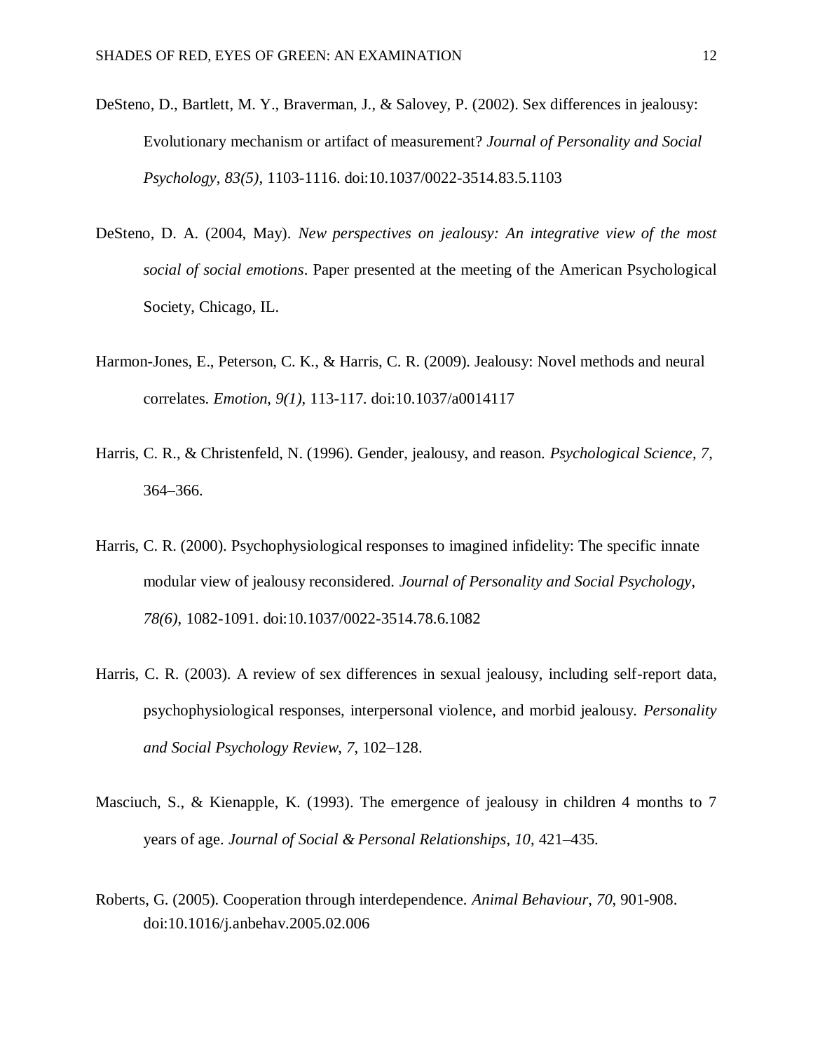DeSteno, D., Bartlett, M. Y., Braverman, J., & Salovey, P. (2002). Sex differences in jealousy: Evolutionary mechanism or artifact of measurement? *Journal of Personality and Social Psychology*, *83(5)*, 1103-1116. doi:10.1037/0022-3514.83.5.1103

DeSteno, D. A. (2004, May). *New perspectives on jealousy: An integrative view of the most social of social emotions*. Paper presented at the meeting of the American Psychological Society, Chicago, IL.

Harmon-Jones, E., Peterson, C. K., & Harris, C. R. (2009). Jealousy: Novel methods and neural correlates. *Emotion*, *9(1)*, 113-117. doi:10.1037/a0014117

Harris, C. R., & Christenfeld, N. (1996). Gender, jealousy, and reason. *Psychological Science*, *7*, 364–366.

Harris, C. R. (2000). Psychophysiological responses to imagined infidelity: The specific innate modular view of jealousy reconsidered. *Journal of Personality and Social Psychology*, *78(6)*, 1082-1091. doi:10.1037/0022-3514.78.6.1082

Harris, C. R. (2003). A review of sex differences in sexual jealousy, including self-report data, psychophysiological responses, interpersonal violence, and morbid jealousy. *Personality and Social Psychology Review*, *7*, 102–128.

Masciuch, S., & Kienapple, K. (1993). The emergence of jealousy in children 4 months to 7 years of age. *Journal of Social & Personal Relationships*, *10*, 421–435.

Roberts, G. (2005). Cooperation through interdependence. *Animal Behaviour*, *70*, 901-908. doi:10.1016/j.anbehav.2005.02.006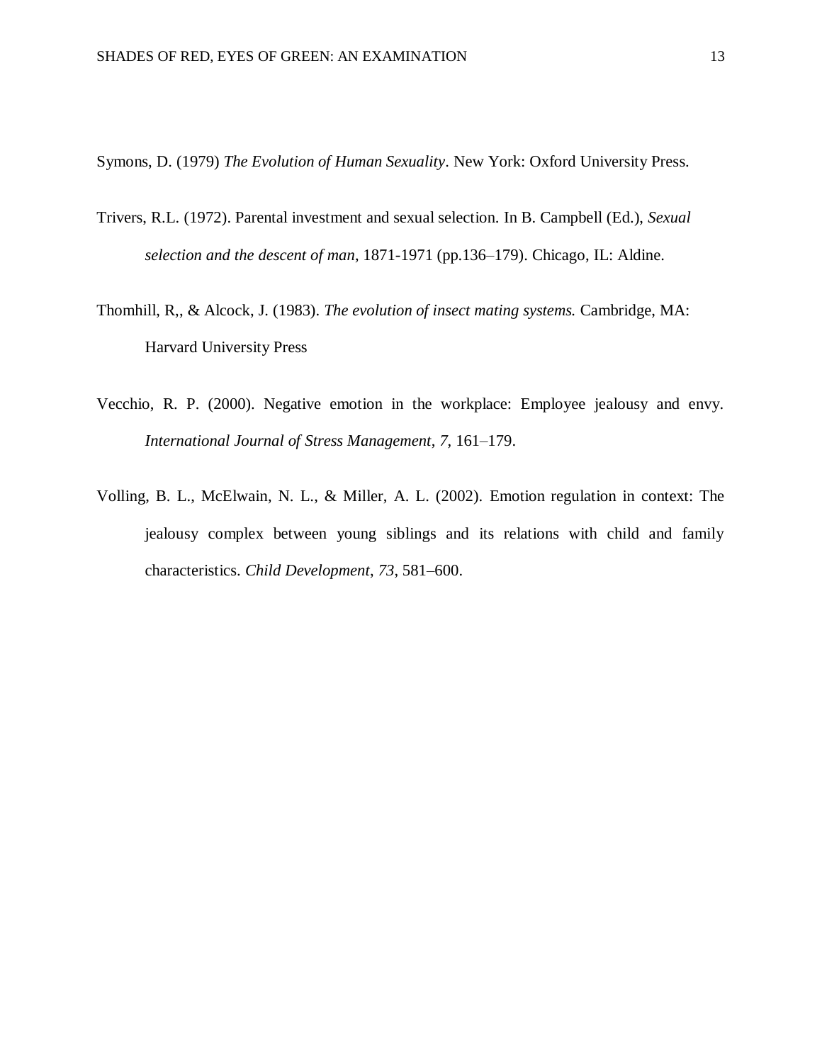Symons, D. (1979) *The Evolution of Human Sexuality*. New York: Oxford University Press.

Trivers, R.L. (1972). Parental investment and sexual selection. In B. Campbell (Ed.), *Sexual selection and the descent of man*, 1871-1971 (pp.136–179). Chicago, IL: Aldine.

Thomhill, R,, & Alcock, J. (1983). *The evolution of insect mating systems.* Cambridge, MA: Harvard University Press

Vecchio, R. P. (2000). Negative emotion in the workplace: Employee jealousy and envy. *International Journal of Stress Management*, *7*, 161–179.

Volling, B. L., McElwain, N. L., & Miller, A. L. (2002). Emotion regulation in context: The jealousy complex between young siblings and its relations with child and family characteristics. *Child Development*, *73*, 581–600.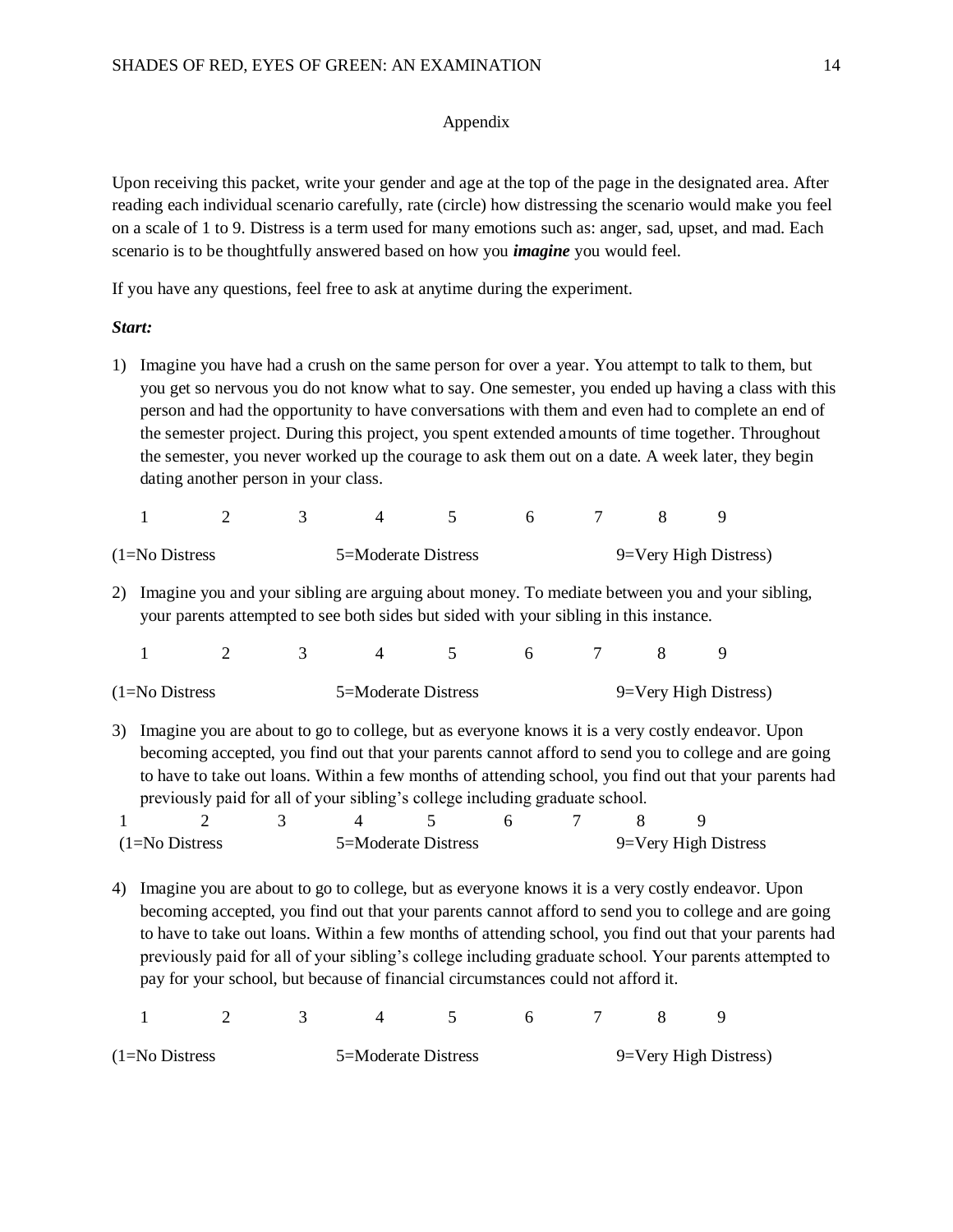Appendix

Upon receiving this packet, write your gender and age at the top of the page in the designated area. After reading each individual scenario carefully, rate (circle) how distressing the scenario would make you feel on a scale of 1 to 9. Distress is a term used for many emotions such as: anger, sad, upset, and mad. Each scenario is to be thoughtfully answered based on how you ***imagine*** you would feel.

If you have any questions, feel free to ask at anytime during the experiment.

***Start:***

1) Imagine you have had a crush on the same person for over a year. You attempt to talk to them, but you get so nervous you do not know what to say. One semester, you ended up having a class with this person and had the opportunity to have conversations with them and even had to complete an end of the semester project. During this project, you spent extended amounts of time together. Throughout the semester, you never worked up the courage to ask them out on a date. A week later, they begin dating another person in your class.

   1 2 3 4 5 6 7 8 9

   (1=No Distress 5=Moderate Distress 9=Very High Distress)

2) Imagine you and your sibling are arguing about money. To mediate between you and your sibling, your parents attempted to see both sides but sided with your sibling in this instance.

   1 2 3 4 5 6 7 8 9

   (1=No Distress 5=Moderate Distress 9=Very High Distress)

3) Imagine you are about to go to college, but as everyone knows it is a very costly endeavor. Upon becoming accepted, you find out that your parents cannot afford to send you to college and are going to have to take out loans. Within a few months of attending school, you find out that your parents had previously paid for all of your sibling's college including graduate school.

   1 2 3 4 5 6 7 8 9

   (1=No Distress 5=Moderate Distress 9=Very High Distress

4) Imagine you are about to go to college, but as everyone knows it is a very costly endeavor. Upon becoming accepted, you find out that your parents cannot afford to send you to college and are going to have to take out loans. Within a few months of attending school, you find out that your parents had previously paid for all of your sibling's college including graduate school. Your parents attempted to pay for your school, but because of financial circumstances could not afford it.

   1 2 3 4 5 6 7 8 9

   (1=No Distress 5=Moderate Distress 9=Very High Distress)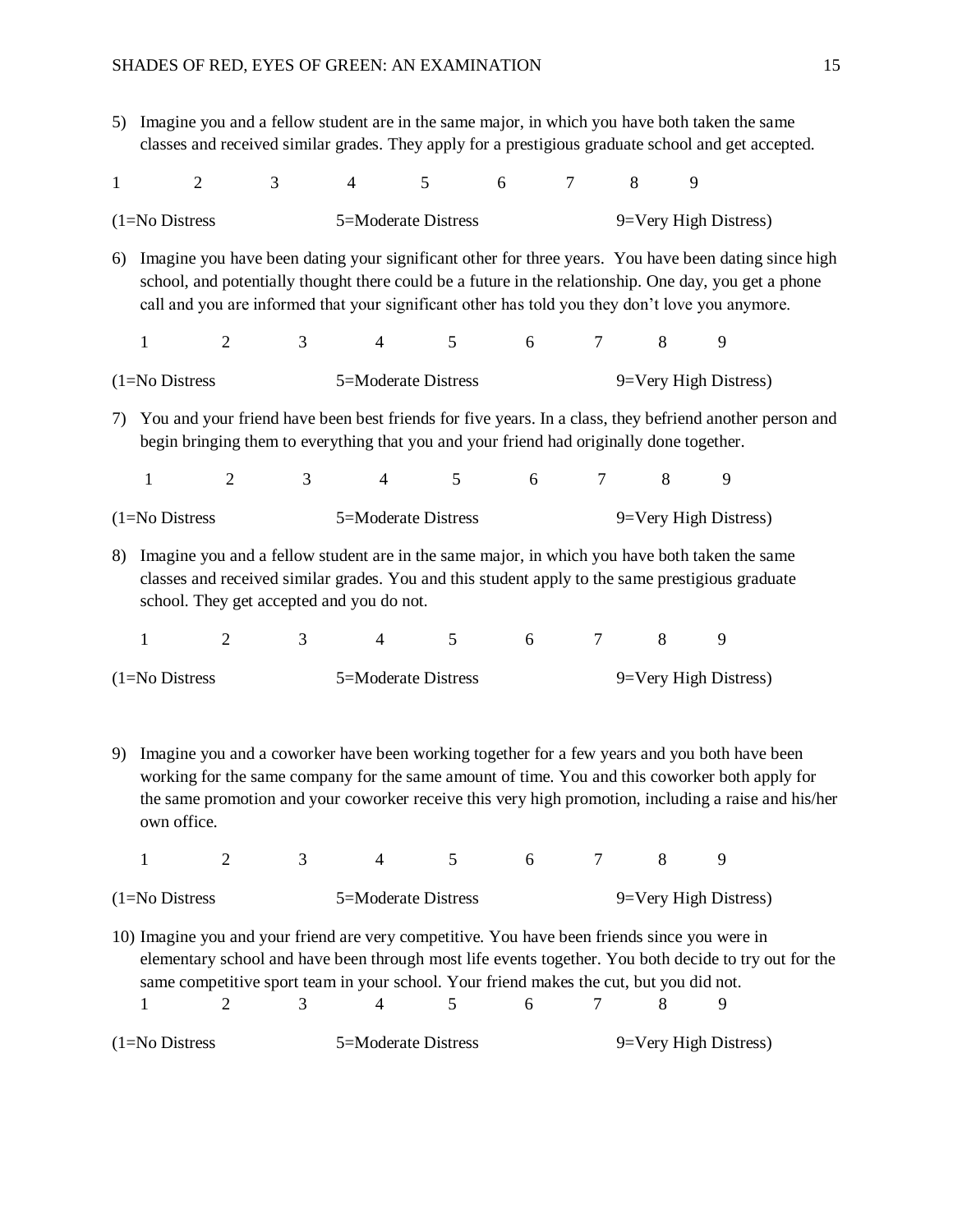5) Imagine you and a fellow student are in the same major, in which you have both taken the same classes and received similar grades. They apply for a prestigious graduate school and get accepted.

1 2 3 4 5 6 7 8 9

(1=No Distress 5=Moderate Distress 9=Very High Distress)

6) Imagine you have been dating your significant other for three years. You have been dating since high school, and potentially thought there could be a future in the relationship. One day, you get a phone call and you are informed that your significant other has told you they don't love you anymore.

1 2 3 4 5 6 7 8 9

(1=No Distress 5=Moderate Distress 9=Very High Distress)

7) You and your friend have been best friends for five years. In a class, they befriend another person and begin bringing them to everything that you and your friend had originally done together.

1 2 3 4 5 6 7 8 9

(1=No Distress 5=Moderate Distress 9=Very High Distress)

8) Imagine you and a fellow student are in the same major, in which you have both taken the same classes and received similar grades. You and this student apply to the same prestigious graduate school. They get accepted and you do not.

1 2 3 4 5 6 7 8 9

(1=No Distress 5=Moderate Distress 9=Very High Distress)

9) Imagine you and a coworker have been working together for a few years and you both have been working for the same company for the same amount of time. You and this coworker both apply for the same promotion and your coworker receive this very high promotion, including a raise and his/her own office.

1 2 3 4 5 6 7 8 9

(1=No Distress 5=Moderate Distress 9=Very High Distress)

10) Imagine you and your friend are very competitive. You have been friends since you were in elementary school and have been through most life events together. You both decide to try out for the same competitive sport team in your school. Your friend makes the cut, but you did not.

1 2 3 4 5 6 7 8 9

(1=No Distress 5=Moderate Distress 9=Very High Distress)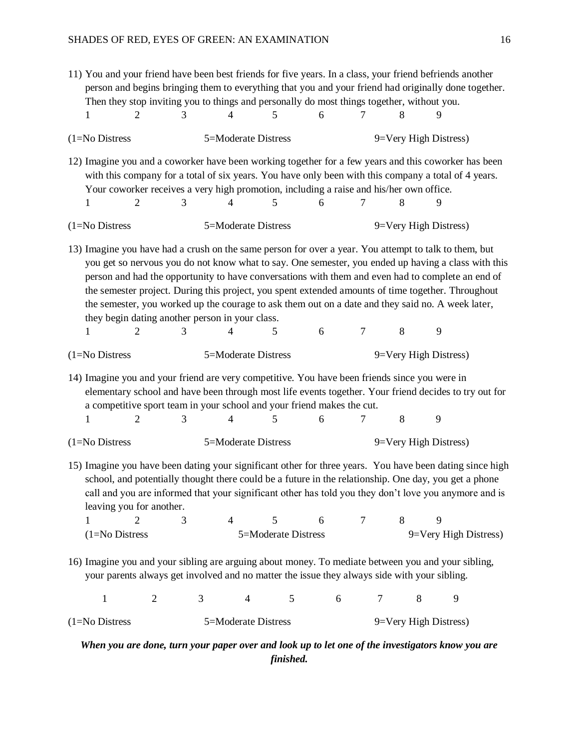11) You and your friend have been best friends for five years. In a class, your friend befriends another person and begins bringing them to everything that you and your friend had originally done together. Then they stop inviting you to things and personally do most things together, without you.

1 2 3 4 5 6 7 8 9

(1=No Distress 5=Moderate Distress 9=Very High Distress)

12) Imagine you and a coworker have been working together for a few years and this coworker has been with this company for a total of six years. You have only been with this company a total of 4 years. Your coworker receives a very high promotion, including a raise and his/her own office.

1 2 3 4 5 6 7 8 9

(1=No Distress 5=Moderate Distress 9=Very High Distress)

13) Imagine you have had a crush on the same person for over a year. You attempt to talk to them, but you get so nervous you do not know what to say. One semester, you ended up having a class with this person and had the opportunity to have conversations with them and even had to complete an end of the semester project. During this project, you spent extended amounts of time together. Throughout the semester, you worked up the courage to ask them out on a date and they said no. A week later, they begin dating another person in your class.

1 2 3 4 5 6 7 8 9

(1=No Distress 5=Moderate Distress 9=Very High Distress)

14) Imagine you and your friend are very competitive. You have been friends since you were in elementary school and have been through most life events together. Your friend decides to try out for a competitive sport team in your school and your friend makes the cut.

1 2 3 4 5 6 7 8 9

(1=No Distress 5=Moderate Distress 9=Very High Distress)

15) Imagine you have been dating your significant other for three years. You have been dating since high school, and potentially thought there could be a future in the relationship. One day, you get a phone call and you are informed that your significant other has told you they don't love you anymore and is leaving you for another.

1 2 3 4 5 6 7 8 9

(1=No Distress 5=Moderate Distress 9=Very High Distress)

16) Imagine you and your sibling are arguing about money. To mediate between you and your sibling, your parents always get involved and no matter the issue they always side with your sibling.

1 2 3 4 5 6 7 8 9

(1=No Distress 5=Moderate Distress 9=Very High Distress)

***When you are done, turn your paper over and look up to let one of the investigators know you are finished.***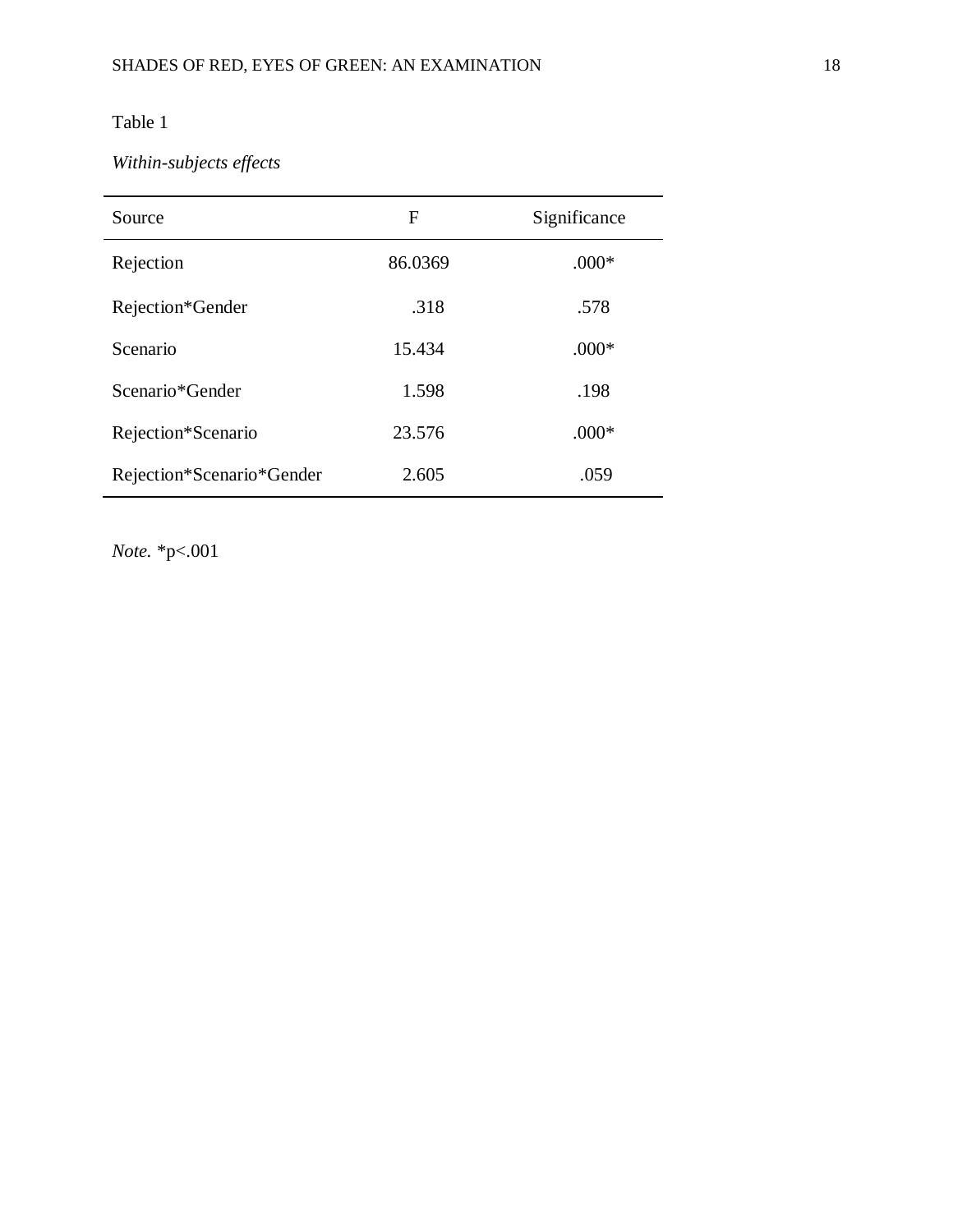Table 1

*Within-subjects effects*

| Source | F | Significance |
| --- | --- | --- |
| Rejection | 86.0369 | .000* |
| Rejection*Gender | .318 | .578 |
| Scenario | 15.434 | .000* |
| Scenario*Gender | 1.598 | .198 |
| Rejection*Scenario | 23.576 | .000* |
| Rejection*Scenario*Gender | 2.605 | .059 |

*Note.* *p<.001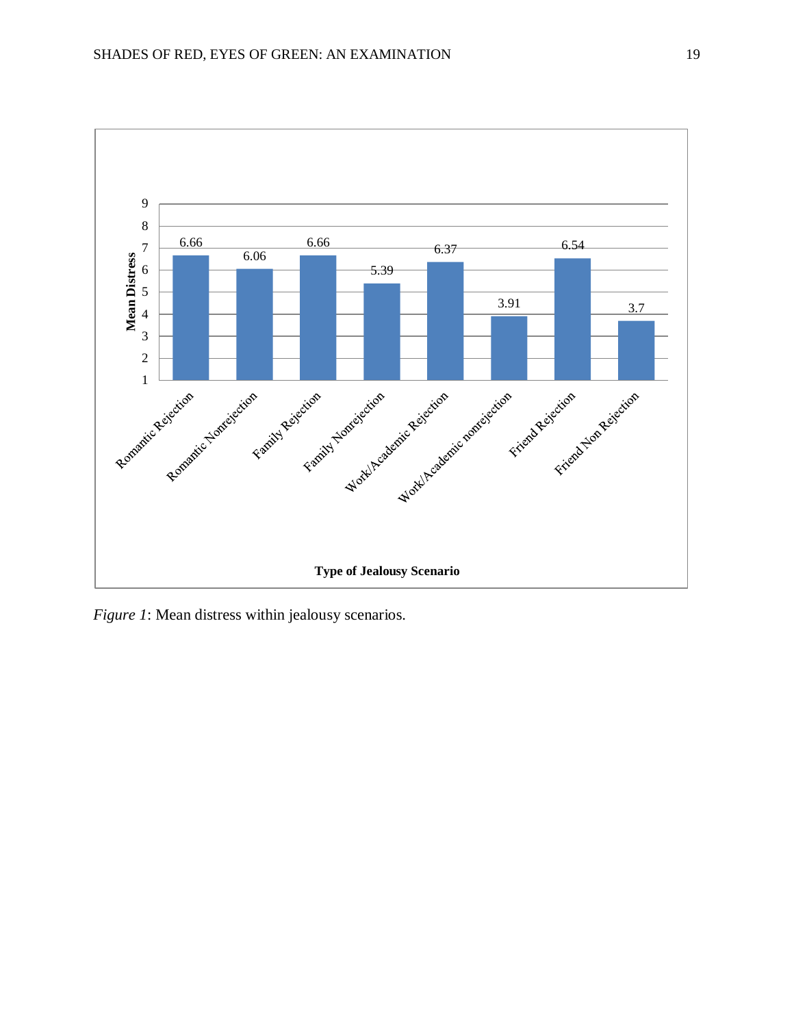9
8
7
6
5
4
3
2
1

**Mean Distress**

6.66
6.06
6.66
5.39
6.37
3.91
6.54
3.7

Romantic Rejection
Romantic Nonrejection
Family Rejection
Family Nonrejection
Work/Academic Rejection
Work/Academic nonrejection
Friend Rejection
Friend Non Rejection

**Type of Jealousy Scenario**

*Figure 1*: Mean distress within jealousy scenarios.